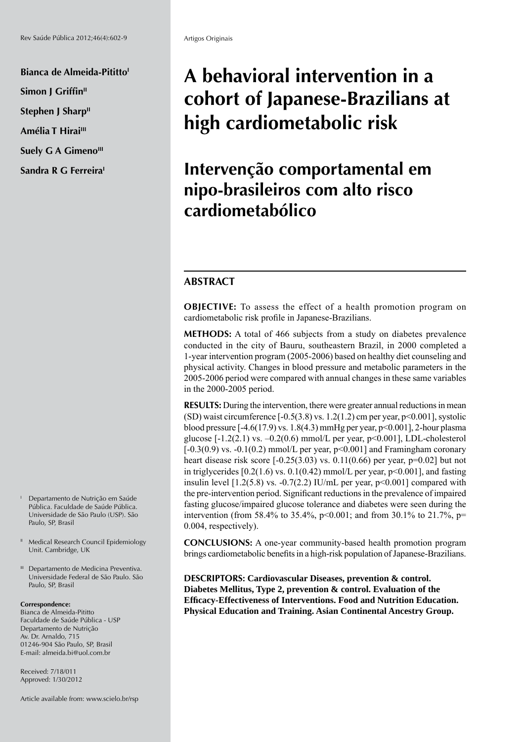Artigos Originais

**Bianca de Almeida-Pititto[I]**

**Simon J Griffin[II]**

**Stephen J Sharp[II]**

**Amélia T Hirai[III]**

**Suely G A Gimeno[III]**

**Sandra R G Ferreira[I]**

# A behavioral intervention in a cohort of Japanese-Brazilians at high cardiometabolic risk

# Intervenção comportamental em nipo-brasileiros com alto risco cardiometabólico

## ABSTRACT

**OBJECTIVE:** To assess the effect of a health promotion program on cardiometabolic risk profile in Japanese-Brazilians.

**METHODS:** A total of 466 subjects from a study on diabetes prevalence conducted in the city of Bauru, southeastern Brazil, in 2000 completed a 1-year intervention program (2005-2006) based on healthy diet counseling and physical activity. Changes in blood pressure and metabolic parameters in the 2005-2006 period were compared with annual changes in these same variables in the 2000-2005 period.

**RESULTS:** During the intervention, there were greater annual reductions in mean (SD) waist circumference [-0.5(3.8) vs. 1.2(1.2) cm per year, $p<0.001$], systolic blood pressure [-4.6(17.9) vs. 1.8(4.3) mmHg per year, $p<0.001$], 2-hour plasma glucose [-1.2(2.1) vs. –0.2(0.6) mmol/L per year, $p<0.001$], LDL-cholesterol [-0.3(0.9) vs. -0.1(0.2) mmol/L per year, $p<0.001$] and Framingham coronary heart disease risk score [-0.25(3.03) vs. 0.11(0.66) per year, $p=0.02$] but not in triglycerides [0.2(1.6) vs. 0.1(0.42) mmol/L per year, $p<0.001$], and fasting insulin level [1.2(5.8) vs. -0.7(2.2) IU/mL per year, $p<0.001$] compared with the pre-intervention period. Significant reductions in the prevalence of impaired fasting glucose/impaired glucose tolerance and diabetes were seen during the intervention (from 58.4% to 35.4%, $p<0.001$; and from 30.1% to 21.7%, $p= 0.004$, respectively).

**CONCLUSIONS:** A one-year community-based health promotion program brings cardiometabolic benefits in a high-risk population of Japanese-Brazilians.

**DESCRIPTORS: Cardiovascular Diseases, prevention & control. Diabetes Mellitus, Type 2, prevention & control. Evaluation of the Efficacy-Effectiveness of Interventions. Food and Nutrition Education. Physical Education and Training. Asian Continental Ancestry Group.**

[I] Departamento de Nutrição em Saúde Pública. Faculdade de Saúde Pública. Universidade de São Paulo (USP). São Paulo, SP, Brasil

[II] Medical Research Council Epidemiology Unit. Cambridge, UK

[III] Departamento de Medicina Preventiva. Universidade Federal de São Paulo. São Paulo, SP, Brasil

**Correspondence:**
Bianca de Almeida-Pititto
Faculdade de Saúde Pública - USP
Departamento de Nutrição
Av. Dr. Arnaldo, 715
01246-904 São Paulo, SP, Brasil
E-mail: almeida.bi@uol.com.br

Received: 7/18/011
Approved: 1/30/2012

Article available from: www.scielo.br/rsp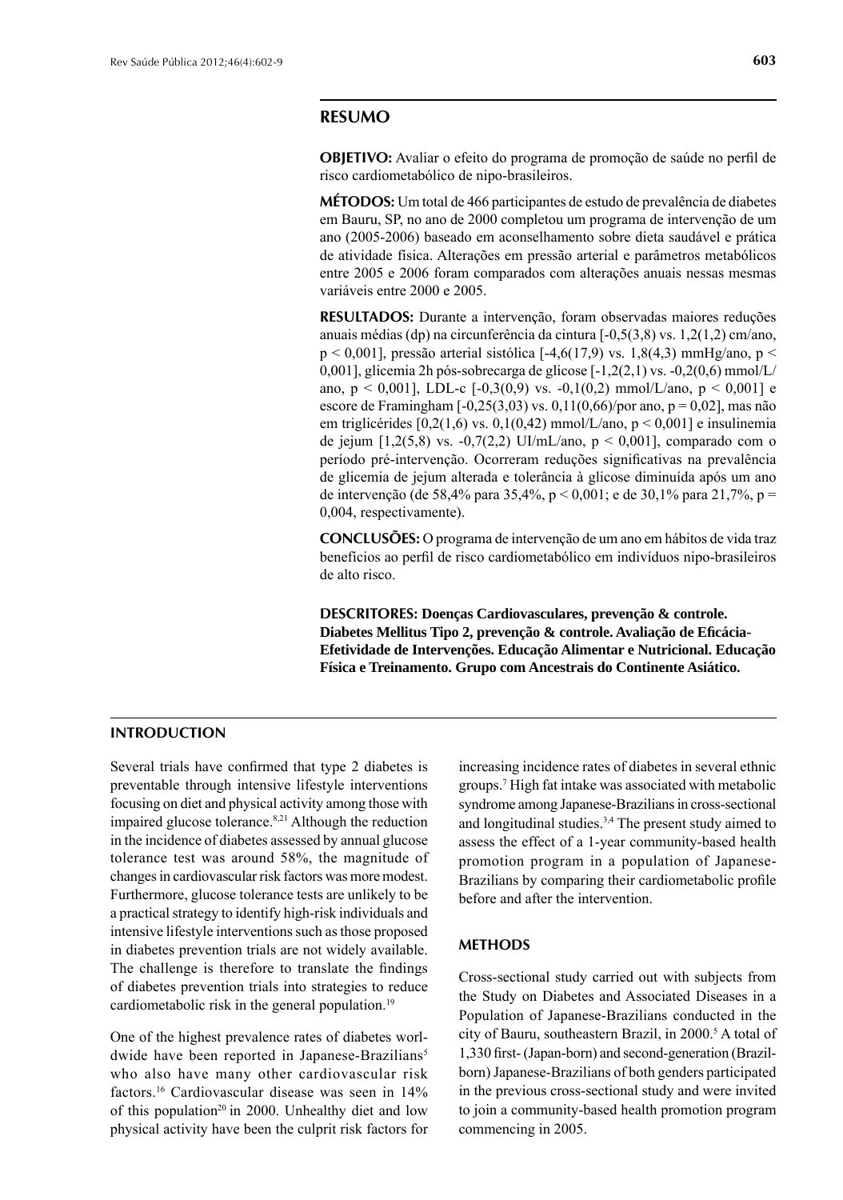## RESUMO

**OBJETIVO:** Avaliar o efeito do programa de promoção de saúde no perfil de risco cardiometabólico de nipo-brasileiros.

**MÉTODOS:** Um total de 466 participantes de estudo de prevalência de diabetes em Bauru, SP, no ano de 2000 completou um programa de intervenção de um ano (2005-2006) baseado em aconselhamento sobre dieta saudável e prática de atividade física. Alterações em pressão arterial e parâmetros metabólicos entre 2005 e 2006 foram comparados com alterações anuais nessas mesmas variáveis entre 2000 e 2005.

**RESULTADOS:** Durante a intervenção, foram observadas maiores reduções anuais médias (dp) na circunferência da cintura [-0,5(3,8) vs. 1,2(1,2) cm/ano, p < 0,001], pressão arterial sistólica [-4,6(17,9) vs. 1,8(4,3) mmHg/ano, p < 0,001], glicemia 2h pós-sobrecarga de glicose [-1,2(2,1) vs. -0,2(0,6) mmol/L/ano, p < 0,001], LDL-c [-0,3(0,9) vs. -0,1(0,2) mmol/L/ano, p < 0,001] e escore de Framingham [-0,25(3,03) vs. 0,11(0,66)/por ano, p = 0,02], mas não em triglicérides [0,2(1,6) vs. 0,1(0,42) mmol/L/ano, p < 0,001] e insulinemia de jejum [1,2(5,8) vs. -0,7(2,2) UI/mL/ano, p < 0,001], comparado com o período pré-intervenção. Ocorreram reduções significativas na prevalência de glicemia de jejum alterada e tolerância à glicose diminuída após um ano de intervenção (de 58,4% para 35,4%, p < 0,001; e de 30,1% para 21,7%, p = 0,004, respectivamente).

**CONCLUSÕES:** O programa de intervenção de um ano em hábitos de vida traz benefícios ao perfil de risco cardiometabólico em indivíduos nipo-brasileiros de alto risco.

**DESCRITORES: Doenças Cardiovasculares, prevenção & controle. Diabetes Mellitus Tipo 2, prevenção & controle. Avaliação de Eficácia-Efetividade de Intervenções. Educação Alimentar e Nutricional. Educação Física e Treinamento. Grupo com Ancestrais do Continente Asiático.**

## INTRODUCTION

Several trials have confirmed that type 2 diabetes is preventable through intensive lifestyle interventions focusing on diet and physical activity among those with impaired glucose tolerance.[8,21] Although the reduction in the incidence of diabetes assessed by annual glucose tolerance test was around 58%, the magnitude of changes in cardiovascular risk factors was more modest. Furthermore, glucose tolerance tests are unlikely to be a practical strategy to identify high-risk individuals and intensive lifestyle interventions such as those proposed in diabetes prevention trials are not widely available. The challenge is therefore to translate the findings of diabetes prevention trials into strategies to reduce cardiometabolic risk in the general population.[19]

One of the highest prevalence rates of diabetes worldwide have been reported in Japanese-Brazilians[5] who also have many other cardiovascular risk factors.[16] Cardiovascular disease was seen in 14% of this population[20] in 2000. Unhealthy diet and low physical activity have been the culprit risk factors for increasing incidence rates of diabetes in several ethnic groups.[7] High fat intake was associated with metabolic syndrome among Japanese-Brazilians in cross-sectional and longitudinal studies.[3,4] The present study aimed to assess the effect of a 1-year community-based health promotion program in a population of Japanese-Brazilians by comparing their cardiometabolic profile before and after the intervention.

## METHODS

Cross-sectional study carried out with subjects from the Study on Diabetes and Associated Diseases in a Population of Japanese-Brazilians conducted in the city of Bauru, southeastern Brazil, in 2000.[5] A total of 1,330 first- (Japan-born) and second-generation (Brazil-born) Japanese-Brazilians of both genders participated in the previous cross-sectional study and were invited to join a community-based health promotion program commencing in 2005.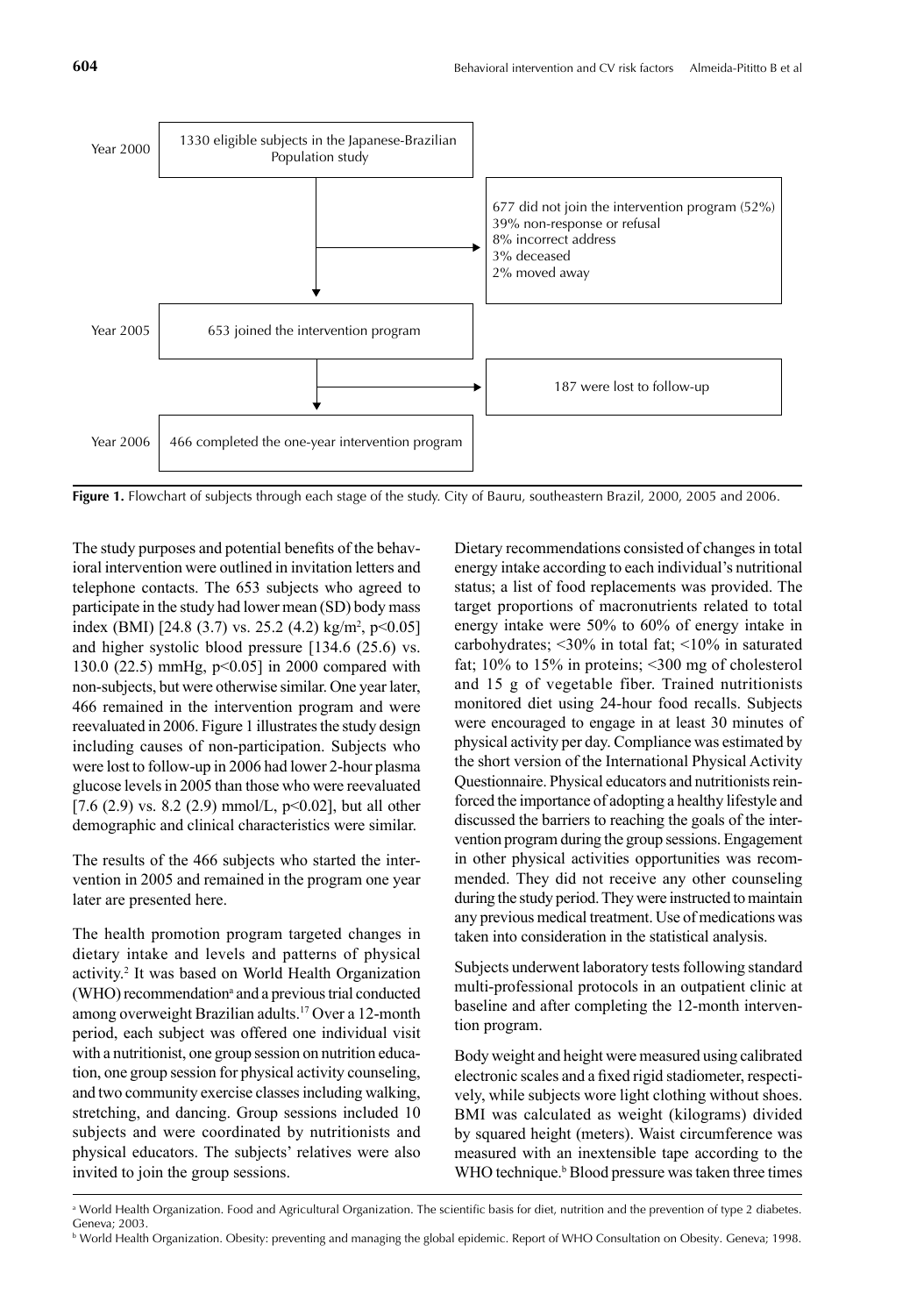| | | |
|---|---|---|
| Year 2000 | 1330 eligible subjects in the Japanese-Brazilian Population study | |
| | | 677 did not join the intervention program (52%) 39% non-response or refusal 8% incorrect address 3% deceased 2% moved away |
| Year 2005 | 653 joined the intervention program | |
| | | 187 were lost to follow-up |
| Year 2006 | 466 completed the one-year intervention program | |

**Figure 1.** Flowchart of subjects through each stage of the study. City of Bauru, southeastern Brazil, 2000, 2005 and 2006.

The study purposes and potential benefits of the behavioral intervention were outlined in invitation letters and telephone contacts. The 653 subjects who agreed to participate in the study had lower mean (SD) body mass index (BMI) [24.8 (3.7) vs. 25.2 (4.2) kg/m$^2$, $p<0.05$] and higher systolic blood pressure [134.6 (25.6) vs. 130.0 (22.5) mmHg, $p<0.05$] in 2000 compared with non-subjects, but were otherwise similar. One year later, 466 remained in the intervention program and were reevaluated in 2006. Figure 1 illustrates the study design including causes of non-participation. Subjects who were lost to follow-up in 2006 had lower 2-hour plasma glucose levels in 2005 than those who were reevaluated [7.6 (2.9) vs. 8.2 (2.9) mmol/L, $p<0.02$], but all other demographic and clinical characteristics were similar.

The results of the 466 subjects who started the intervention in 2005 and remained in the program one year later are presented here.

The health promotion program targeted changes in dietary intake and levels and patterns of physical activity.[2] It was based on World Health Organization (WHO) recommendation[a] and a previous trial conducted among overweight Brazilian adults.[17] Over a 12-month period, each subject was offered one individual visit with a nutritionist, one group session on nutrition education, one group session for physical activity counseling, and two community exercise classes including walking, stretching, and dancing. Group sessions included 10 subjects and were coordinated by nutritionists and physical educators. The subjects' relatives were also invited to join the group sessions.

Dietary recommendations consisted of changes in total energy intake according to each individual's nutritional status; a list of food replacements was provided. The target proportions of macronutrients related to total energy intake were 50% to 60% of energy intake in carbohydrates; <30% in total fat; <10% in saturated fat; 10% to 15% in proteins; <300 mg of cholesterol and 15 g of vegetable fiber. Trained nutritionists monitored diet using 24-hour food recalls. Subjects were encouraged to engage in at least 30 minutes of physical activity per day. Compliance was estimated by the short version of the International Physical Activity Questionnaire. Physical educators and nutritionists reinforced the importance of adopting a healthy lifestyle and discussed the barriers to reaching the goals of the intervention program during the group sessions. Engagement in other physical activities opportunities was recommended. They did not receive any other counseling during the study period. They were instructed to maintain any previous medical treatment. Use of medications was taken into consideration in the statistical analysis.

Subjects underwent laboratory tests following standard multi-professional protocols in an outpatient clinic at baseline and after completing the 12-month intervention program.

Body weight and height were measured using calibrated electronic scales and a fixed rigid stadiometer, respectively, while subjects wore light clothing without shoes. BMI was calculated as weight (kilograms) divided by squared height (meters). Waist circumference was measured with an inextensible tape according to the WHO technique.[b] Blood pressure was taken three times

[a] World Health Organization. Food and Agricultural Organization. The scientific basis for diet, nutrition and the prevention of type 2 diabetes. Geneva; 2003.

[b] World Health Organization. Obesity: preventing and managing the global epidemic. Report of WHO Consultation on Obesity. Geneva; 1998.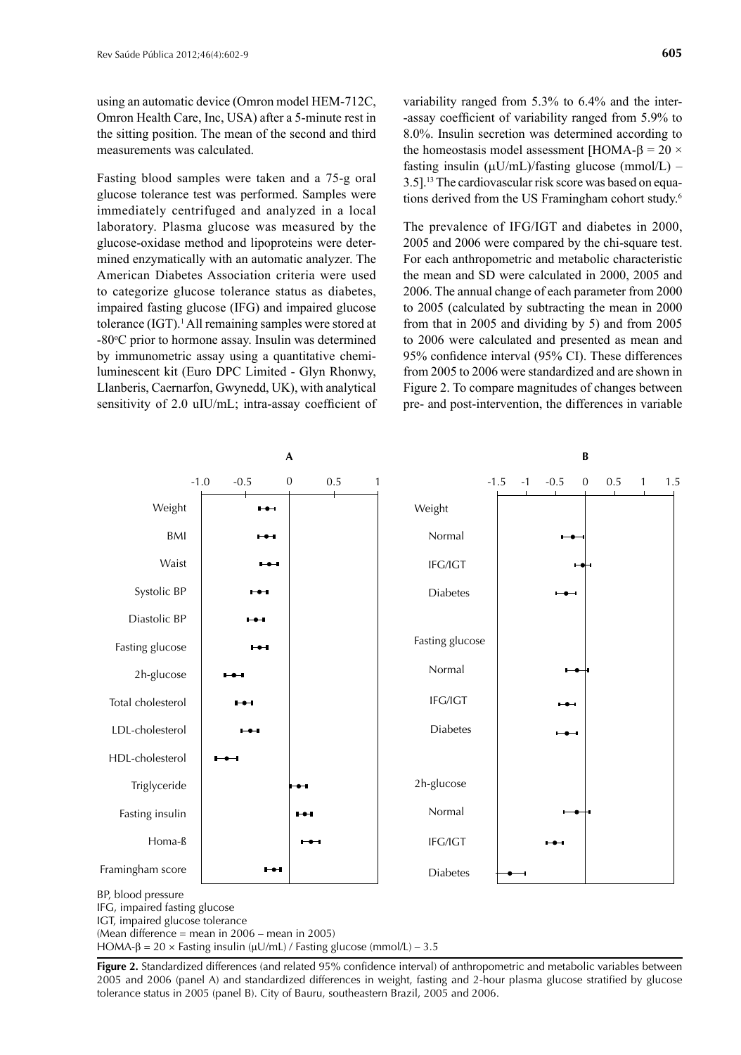using an automatic device (Omron model HEM-712C, Omron Health Care, Inc, USA) after a 5-minute rest in the sitting position. The mean of the second and third measurements was calculated.

Fasting blood samples were taken and a 75-g oral glucose tolerance test was performed. Samples were immediately centrifuged and analyzed in a local laboratory. Plasma glucose was measured by the glucose-oxidase method and lipoproteins were determined enzymatically with an automatic analyzer. The American Diabetes Association criteria were used to categorize glucose tolerance status as diabetes, impaired fasting glucose (IFG) and impaired glucose tolerance (IGT).[1] All remaining samples were stored at -80°C prior to hormone assay. Insulin was determined by immunometric assay using a quantitative chemiluminescent kit (Euro DPC Limited - Glyn Rhonwy, Llanberis, Caernarfon, Gwynedd, UK), with analytical sensitivity of 2.0 uIU/mL; intra-assay coefficient of variability ranged from 5.3% to 6.4% and the inter-assay coefficient of variability ranged from 5.9% to 8.0%. Insulin secretion was determined according to the homeostasis model assessment [HOMA-$\beta$ = 20 × fasting insulin ($\mu$U/mL)/fasting glucose (mmol/L) – 3.5].[13] The cardiovascular risk score was based on equations derived from the US Framingham cohort study.[6]

The prevalence of IFG/IGT and diabetes in 2000, 2005 and 2006 were compared by the chi-square test. For each anthropometric and metabolic characteristic the mean and SD were calculated in 2000, 2005 and 2006. The annual change of each parameter from 2000 to 2005 (calculated by subtracting the mean in 2000 from that in 2005 and dividing by 5) and from 2005 to 2006 were calculated and presented as mean and 95% confidence interval (95% CI). These differences from 2005 to 2006 were standardized and are shown in Figure 2. To compare magnitudes of changes between pre- and post-intervention, the differences in variable

BP, blood pressure
IFG, impaired fasting glucose
IGT, impaired glucose tolerance
(Mean difference = mean in 2006 – mean in 2005)
HOMA-$\beta$ = 20 × Fasting insulin ($\mu$U/mL) / Fasting glucose (mmol/L) – 3.5

**Figure 2.** Standardized differences (and related 95% confidence interval) of anthropometric and metabolic variables between 2005 and 2006 (panel A) and standardized differences in weight, fasting and 2-hour plasma glucose stratified by glucose tolerance status in 2005 (panel B). City of Bauru, southeastern Brazil, 2005 and 2006.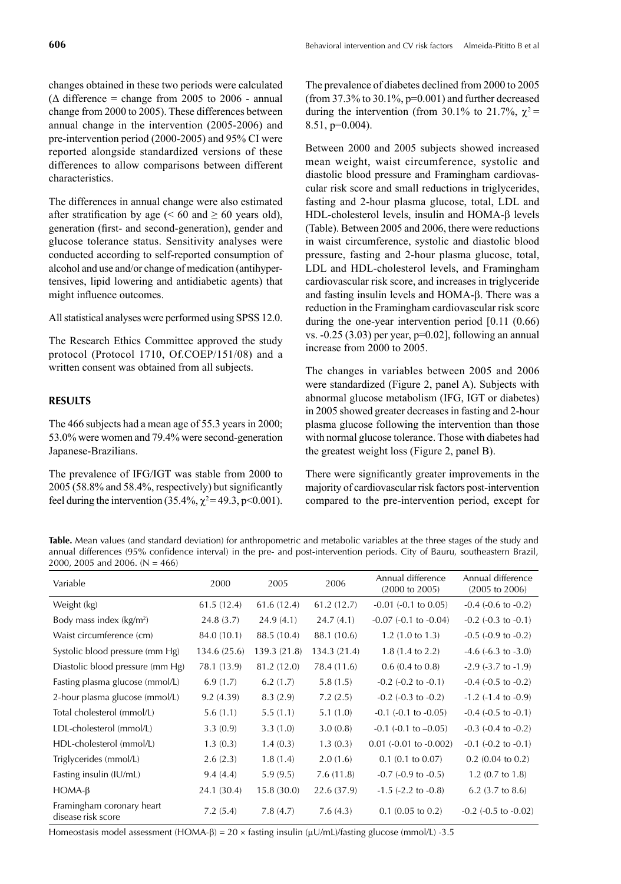changes obtained in these two periods were calculated ($\Delta$ difference = change from 2005 to 2006 - annual change from 2000 to 2005). These differences between annual change in the intervention (2005-2006) and pre-intervention period (2000-2005) and 95% CI were reported alongside standardized versions of these differences to allow comparisons between different characteristics.

The differences in annual change were also estimated after stratification by age (< 60 and $\geq$ 60 years old), generation (first- and second-generation), gender and glucose tolerance status. Sensitivity analyses were conducted according to self-reported consumption of alcohol and use and/or change of medication (antihypertensives, lipid lowering and antidiabetic agents) that might influence outcomes.

All statistical analyses were performed using SPSS 12.0.

The Research Ethics Committee approved the study protocol (Protocol 1710, Of.COEP/151/08) and a written consent was obtained from all subjects.

## RESULTS

The 466 subjects had a mean age of 55.3 years in 2000; 53.0% were women and 79.4% were second-generation Japanese-Brazilians.

The prevalence of IFG/IGT was stable from 2000 to 2005 (58.8% and 58.4%, respectively) but significantly feel during the intervention (35.4%, $\chi^2 = 49.3$, $p<0.001$). The prevalence of diabetes declined from 2000 to 2005 (from 37.3% to 30.1%, p=0.001) and further decreased during the intervention (from 30.1% to 21.7%, $\chi^2 = 8.51$, $p=0.004$).

Between 2000 and 2005 subjects showed increased mean weight, waist circumference, systolic and diastolic blood pressure and Framingham cardiovascular risk score and small reductions in triglycerides, fasting and 2-hour plasma glucose, total, LDL and HDL-cholesterol levels, insulin and HOMA-β levels (Table). Between 2005 and 2006, there were reductions in waist circumference, systolic and diastolic blood pressure, fasting and 2-hour plasma glucose, total, LDL and HDL-cholesterol levels, and Framingham cardiovascular risk score, and increases in triglyceride and fasting insulin levels and HOMA-β. There was a reduction in the Framingham cardiovascular risk score during the one-year intervention period [0.11 (0.66) vs. -0.25 (3.03) per year, p=0.02], following an annual increase from 2000 to 2005.

The changes in variables between 2005 and 2006 were standardized (Figure 2, panel A). Subjects with abnormal glucose metabolism (IFG, IGT or diabetes) in 2005 showed greater decreases in fasting and 2-hour plasma glucose following the intervention than those with normal glucose tolerance. Those with diabetes had the greatest weight loss (Figure 2, panel B).

There were significantly greater improvements in the majority of cardiovascular risk factors post-intervention compared to the pre-intervention period, except for

**Table.** Mean values (and standard deviation) for anthropometric and metabolic variables at the three stages of the study and annual differences (95% confidence interval) in the pre- and post-intervention periods. City of Bauru, southeastern Brazil, 2000, 2005 and 2006. (N = 466)

| Variable | 2000 | 2005 | 2006 | Annual difference (2000 to 2005) | Annual difference (2005 to 2006) |
|---|---|---|---|---|---|
| Weight (kg) | 61.5 (12.4) | 61.6 (12.4) | 61.2 (12.7) | -0.01 (-0.1 to 0.05) | -0.4 (-0.6 to -0.2) |
| Body mass index (kg/m²) | 24.8 (3.7) | 24.9 (4.1) | 24.7 (4.1) | -0.07 (-0.1 to -0.04) | -0.2 (-0.3 to -0.1) |
| Waist circumference (cm) | 84.0 (10.1) | 88.5 (10.4) | 88.1 (10.6) | 1.2 (1.0 to 1.3) | -0.5 (-0.9 to -0.2) |
| Systolic blood pressure (mm Hg) | 134.6 (25.6) | 139.3 (21.8) | 134.3 (21.4) | 1.8 (1.4 to 2.2) | -4.6 (-6.3 to -3.0) |
| Diastolic blood pressure (mm Hg) | 78.1 (13.9) | 81.2 (12.0) | 78.4 (11.6) | 0.6 (0.4 to 0.8) | -2.9 (-3.7 to -1.9) |
| Fasting plasma glucose (mmol/L) | 6.9 (1.7) | 6.2 (1.7) | 5.8 (1.5) | -0.2 (-0.2 to -0.1) | -0.4 (-0.5 to -0.2) |
| 2-hour plasma glucose (mmol/L) | 9.2 (4.39) | 8.3 (2.9) | 7.2 (2.5) | -0.2 (-0.3 to -0.2) | -1.2 (-1.4 to -0.9) |
| Total cholesterol (mmol/L) | 5.6 (1.1) | 5.5 (1.1) | 5.1 (1.0) | -0.1 (-0.1 to -0.05) | -0.4 (-0.5 to -0.1) |
| LDL-cholesterol (mmol/L) | 3.3 (0.9) | 3.3 (1.0) | 3.0 (0.8) | -0.1 (-0.1 to –0.05) | -0.3 (-0.4 to -0.2) |
| HDL-cholesterol (mmol/L) | 1.3 (0.3) | 1.4 (0.3) | 1.3 (0.3) | 0.01 (-0.01 to -0.002) | -0.1 (-0.2 to -0.1) |
| Triglycerides (mmol/L) | 2.6 (2.3) | 1.8 (1.4) | 2.0 (1.6) | 0.1 (0.1 to 0.07) | 0.2 (0.04 to 0.2) |
| Fasting insulin (IU/mL) | 9.4 (4.4) | 5.9 (9.5) | 7.6 (11.8) | -0.7 (-0.9 to -0.5) | 1.2 (0.7 to 1.8) |
| HOMA-β | 24.1 (30.4) | 15.8 (30.0) | 22.6 (37.9) | -1.5 (-2.2 to -0.8) | 6.2 (3.7 to 8.6) |
| Framingham coronary heart disease risk score | 7.2 (5.4) | 7.8 (4.7) | 7.6 (4.3) | 0.1 (0.05 to 0.2) | -0.2 (-0.5 to -0.02) |

Homeostasis model assessment (HOMA-β) = 20 × fasting insulin (μU/mL)/fasting glucose (mmol/L) -3.5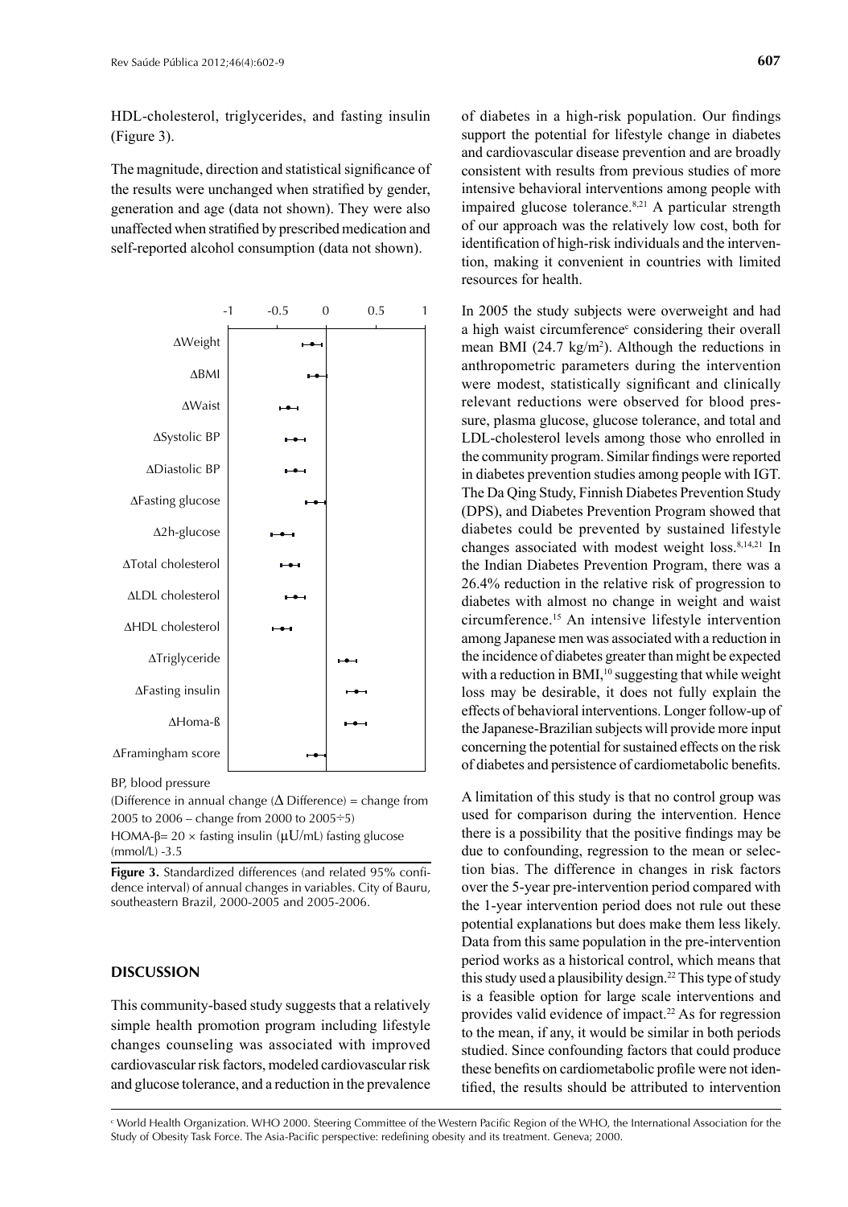HDL-cholesterol, triglycerides, and fasting insulin (Figure 3).

The magnitude, direction and statistical significance of the results were unchanged when stratified by gender, generation and age (data not shown). They were also unaffected when stratified by prescribed medication and self-reported alcohol consumption (data not shown).

BP, blood pressure

(Difference in annual change (Δ Difference) = change from 2005 to 2006 – change from 2000 to 2005÷5)

HOMA-β= 20 × fasting insulin (μU/mL) fasting glucose (mmol/L) -3.5

**Figure 3.** Standardized differences (and related 95% confidence interval) of annual changes in variables. City of Bauru, southeastern Brazil, 2000-2005 and 2005-2006.

## DISCUSSION

This community-based study suggests that a relatively simple health promotion program including lifestyle changes counseling was associated with improved cardiovascular risk factors, modeled cardiovascular risk and glucose tolerance, and a reduction in the prevalence of diabetes in a high-risk population. Our findings support the potential for lifestyle change in diabetes and cardiovascular disease prevention and are broadly consistent with results from previous studies of more intensive behavioral interventions among people with impaired glucose tolerance.[8,21] A particular strength of our approach was the relatively low cost, both for identification of high-risk individuals and the intervention, making it convenient in countries with limited resources for health.

In 2005 the study subjects were overweight and had a high waist circumference[c] considering their overall mean BMI (24.7 kg/m$^2$). Although the reductions in anthropometric parameters during the intervention were modest, statistically significant and clinically relevant reductions were observed for blood pressure, plasma glucose, glucose tolerance, and total and LDL-cholesterol levels among those who enrolled in the community program. Similar findings were reported in diabetes prevention studies among people with IGT. The Da Qing Study, Finnish Diabetes Prevention Study (DPS), and Diabetes Prevention Program showed that diabetes could be prevented by sustained lifestyle changes associated with modest weight loss.[8,14,21] In the Indian Diabetes Prevention Program, there was a 26.4% reduction in the relative risk of progression to diabetes with almost no change in weight and waist circumference.[15] An intensive lifestyle intervention among Japanese men was associated with a reduction in the incidence of diabetes greater than might be expected with a reduction in BMI,[10] suggesting that while weight loss may be desirable, it does not fully explain the effects of behavioral interventions. Longer follow-up of the Japanese-Brazilian subjects will provide more input concerning the potential for sustained effects on the risk of diabetes and persistence of cardiometabolic benefits.

A limitation of this study is that no control group was used for comparison during the intervention. Hence there is a possibility that the positive findings may be due to confounding, regression to the mean or selection bias. The difference in changes in risk factors over the 5-year pre-intervention period compared with the 1-year intervention period does not rule out these potential explanations but does make them less likely. Data from this same population in the pre-intervention period works as a historical control, which means that this study used a plausibility design.[22] This type of study is a feasible option for large scale interventions and provides valid evidence of impact.[22] As for regression to the mean, if any, it would be similar in both periods studied. Since confounding factors that could produce these benefits on cardiometabolic profile were not identified, the results should be attributed to intervention

[c] World Health Organization. WHO 2000. Steering Committee of the Western Pacific Region of the WHO, the International Association for the Study of Obesity Task Force. The Asia-Pacific perspective: redefining obesity and its treatment. Geneva; 2000.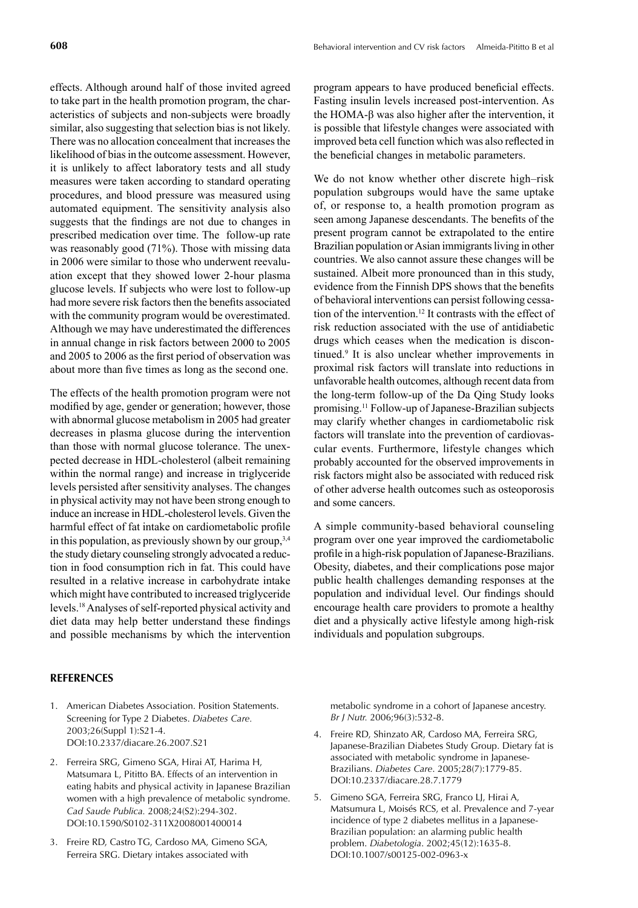effects. Although around half of those invited agreed to take part in the health promotion program, the characteristics of subjects and non-subjects were broadly similar, also suggesting that selection bias is not likely. There was no allocation concealment that increases the likelihood of bias in the outcome assessment. However, it is unlikely to affect laboratory tests and all study measures were taken according to standard operating procedures, and blood pressure was measured using automated equipment. The sensitivity analysis also suggests that the findings are not due to changes in prescribed medication over time. The follow-up rate was reasonably good (71%). Those with missing data in 2006 were similar to those who underwent reevaluation except that they showed lower 2-hour plasma glucose levels. If subjects who were lost to follow-up had more severe risk factors then the benefits associated with the community program would be overestimated. Although we may have underestimated the differences in annual change in risk factors between 2000 to 2005 and 2005 to 2006 as the first period of observation was about more than five times as long as the second one.

The effects of the health promotion program were not modified by age, gender or generation; however, those with abnormal glucose metabolism in 2005 had greater decreases in plasma glucose during the intervention than those with normal glucose tolerance. The unexpected decrease in HDL-cholesterol (albeit remaining within the normal range) and increase in triglyceride levels persisted after sensitivity analyses. The changes in physical activity may not have been strong enough to induce an increase in HDL-cholesterol levels. Given the harmful effect of fat intake on cardiometabolic profile in this population, as previously shown by our group,[3,4] the study dietary counseling strongly advocated a reduction in food consumption rich in fat. This could have resulted in a relative increase in carbohydrate intake which might have contributed to increased triglyceride levels.[18] Analyses of self-reported physical activity and diet data may help better understand these findings and possible mechanisms by which the intervention program appears to have produced beneficial effects. Fasting insulin levels increased post-intervention. As the HOMA-β was also higher after the intervention, it is possible that lifestyle changes were associated with improved beta cell function which was also reflected in the beneficial changes in metabolic parameters.

We do not know whether other discrete high–risk population subgroups would have the same uptake of, or response to, a health promotion program as seen among Japanese descendants. The benefits of the present program cannot be extrapolated to the entire Brazilian population or Asian immigrants living in other countries. We also cannot assure these changes will be sustained. Albeit more pronounced than in this study, evidence from the Finnish DPS shows that the benefits of behavioral interventions can persist following cessation of the intervention.[12] It contrasts with the effect of risk reduction associated with the use of antidiabetic drugs which ceases when the medication is discontinued.[9] It is also unclear whether improvements in proximal risk factors will translate into reductions in unfavorable health outcomes, although recent data from the long-term follow-up of the Da Qing Study looks promising.[11] Follow-up of Japanese-Brazilian subjects may clarify whether changes in cardiometabolic risk factors will translate into the prevention of cardiovascular events. Furthermore, lifestyle changes which probably accounted for the observed improvements in risk factors might also be associated with reduced risk of other adverse health outcomes such as osteoporosis and some cancers.

A simple community-based behavioral counseling program over one year improved the cardiometabolic profile in a high-risk population of Japanese-Brazilians. Obesity, diabetes, and their complications pose major public health challenges demanding responses at the population and individual level. Our findings should encourage health care providers to promote a healthy diet and a physically active lifestyle among high-risk individuals and population subgroups.

## REFERENCES

1. American Diabetes Association. Position Statements. Screening for Type 2 Diabetes. *Diabetes Care.* 2003;26(Suppl 1):S21-4. DOI:10.2337/diacare.26.2007.S21
2. Ferreira SRG, Gimeno SGA, Hirai AT, Harima H, Matsumara L, Pititto BA. Effects of an intervention in eating habits and physical activity in Japanese Brazilian women with a high prevalence of metabolic syndrome. *Cad Saude Publica.* 2008;24(S2):294-302. DOI:10.1590/S0102-311X2008001400014
3. Freire RD, Castro TG, Cardoso MA, Gimeno SGA, Ferreira SRG. Dietary intakes associated with metabolic syndrome in a cohort of Japanese ancestry. *Br J Nutr.* 2006;96(3):532-8.
4. Freire RD, Shinzato AR, Cardoso MA, Ferreira SRG, Japanese-Brazilian Diabetes Study Group. Dietary fat is associated with metabolic syndrome in Japanese-Brazilians. *Diabetes Care*. 2005;28(7):1779-85. DOI:10.2337/diacare.28.7.1779
5. Gimeno SGA, Ferreira SRG, Franco LJ, Hirai A, Matsumura L, Moisés RCS, et al. Prevalence and 7-year incidence of type 2 diabetes mellitus in a Japanese-Brazilian population: an alarming public health problem. *Diabetologia*. 2002;45(12):1635-8. DOI:10.1007/s00125-002-0963-x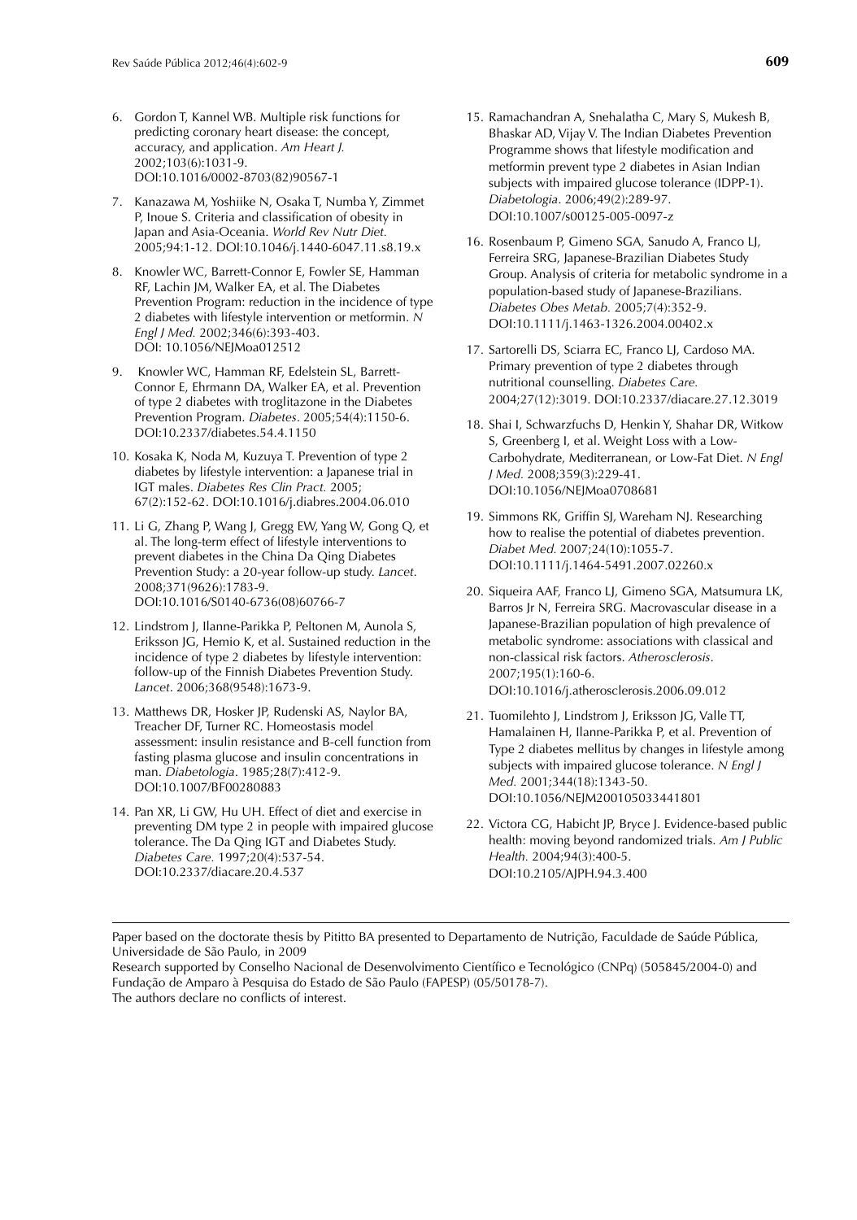6. Gordon T, Kannel WB. Multiple risk functions for predicting coronary heart disease: the concept, accuracy, and application. *Am Heart J.* 2002;103(6):1031-9. DOI:10.1016/0002-8703(82)90567-1

7. Kanazawa M, Yoshiike N, Osaka T, Numba Y, Zimmet P, Inoue S. Criteria and classification of obesity in Japan and Asia-Oceania. *World Rev Nutr Diet.* 2005;94:1-12. DOI:10.1046/j.1440-6047.11.s8.19.x

8. Knowler WC, Barrett-Connor E, Fowler SE, Hamman RF, Lachin JM, Walker EA, et al. The Diabetes Prevention Program: reduction in the incidence of type 2 diabetes with lifestyle intervention or metformin. *N Engl J Med.* 2002;346(6):393-403. DOI: 10.1056/NEJMoa012512

9. Knowler WC, Hamman RF, Edelstein SL, Barrett-Connor E, Ehrmann DA, Walker EA, et al. Prevention of type 2 diabetes with troglitazone in the Diabetes Prevention Program. *Diabetes*. 2005;54(4):1150-6. DOI:10.2337/diabetes.54.4.1150

10. Kosaka K, Noda M, Kuzuya T. Prevention of type 2 diabetes by lifestyle intervention: a Japanese trial in IGT males. *Diabetes Res Clin Pract.* 2005; 67(2):152-62. DOI:10.1016/j.diabres.2004.06.010

11. Li G, Zhang P, Wang J, Gregg EW, Yang W, Gong Q, et al. The long-term effect of lifestyle interventions to prevent diabetes in the China Da Qing Diabetes Prevention Study: a 20-year follow-up study. *Lancet*. 2008;371(9626):1783-9. DOI:10.1016/S0140-6736(08)60766-7

12. Lindstrom J, Ilanne-Parikka P, Peltonen M, Aunola S, Eriksson JG, Hemio K, et al. Sustained reduction in the incidence of type 2 diabetes by lifestyle intervention: follow-up of the Finnish Diabetes Prevention Study. *Lancet*. 2006;368(9548):1673-9.

13. Matthews DR, Hosker JP, Rudenski AS, Naylor BA, Treacher DF, Turner RC. Homeostasis model assessment: insulin resistance and B-cell function from fasting plasma glucose and insulin concentrations in man. *Diabetologia*. 1985;28(7):412-9. DOI:10.1007/BF00280883

14. Pan XR, Li GW, Hu UH. Effect of diet and exercise in preventing DM type 2 in people with impaired glucose tolerance. The Da Qing IGT and Diabetes Study. *Diabetes Care.* 1997;20(4):537-54. DOI:10.2337/diacare.20.4.537

15. Ramachandran A, Snehalatha C, Mary S, Mukesh B, Bhaskar AD, Vijay V. The Indian Diabetes Prevention Programme shows that lifestyle modification and metformin prevent type 2 diabetes in Asian Indian subjects with impaired glucose tolerance (IDPP-1). *Diabetologia*. 2006;49(2):289-97. DOI:10.1007/s00125-005-0097-z

16. Rosenbaum P, Gimeno SGA, Sanudo A, Franco LJ, Ferreira SRG, Japanese-Brazilian Diabetes Study Group. Analysis of criteria for metabolic syndrome in a population-based study of Japanese-Brazilians. *Diabetes Obes Metab.* 2005;7(4):352-9. DOI:10.1111/j.1463-1326.2004.00402.x

17. Sartorelli DS, Sciarra EC, Franco LJ, Cardoso MA. Primary prevention of type 2 diabetes through nutritional counselling. *Diabetes Care.* 2004;27(12):3019. DOI:10.2337/diacare.27.12.3019

18. Shai I, Schwarzfuchs D, Henkin Y, Shahar DR, Witkow S, Greenberg I, et al. Weight Loss with a Low-Carbohydrate, Mediterranean, or Low-Fat Diet. *N Engl J Med.* 2008;359(3):229-41. DOI:10.1056/NEJMoa0708681

19. Simmons RK, Griffin SJ, Wareham NJ. Researching how to realise the potential of diabetes prevention. *Diabet Med.* 2007;24(10):1055-7. DOI:10.1111/j.1464-5491.2007.02260.x

20. Siqueira AAF, Franco LJ, Gimeno SGA, Matsumura LK, Barros Jr N, Ferreira SRG. Macrovascular disease in a Japanese-Brazilian population of high prevalence of metabolic syndrome: associations with classical and non-classical risk factors. *Atherosclerosis*. 2007;195(1):160-6. DOI:10.1016/j.atherosclerosis.2006.09.012

21. Tuomilehto J, Lindstrom J, Eriksson JG, Valle TT, Hamalainen H, Ilanne-Parikka P, et al. Prevention of Type 2 diabetes mellitus by changes in lifestyle among subjects with impaired glucose tolerance. *N Engl J Med.* 2001;344(18):1343-50. DOI:10.1056/NEJM200105033441801

22. Victora CG, Habicht JP, Bryce J. Evidence-based public health: moving beyond randomized trials. *Am J Public Health.* 2004;94(3):400-5. DOI:10.2105/AJPH.94.3.400

---

Paper based on the doctorate thesis by Pititto BA presented to Departamento de Nutrição, Faculdade de Saúde Pública, Universidade de São Paulo, in 2009

Research supported by Conselho Nacional de Desenvolvimento Científico e Tecnológico (CNPq) (505845/2004-0) and Fundação de Amparo à Pesquisa do Estado de São Paulo (FAPESP) (05/50178-7).

The authors declare no conflicts of interest.